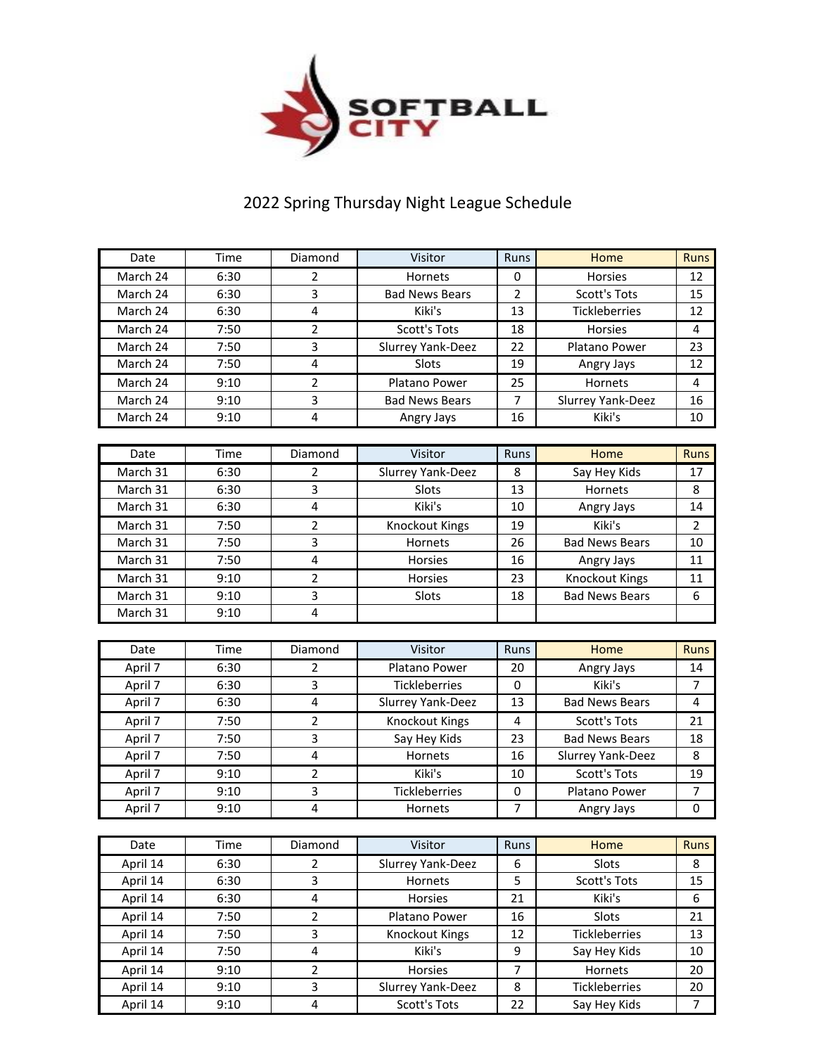SOFTBALL CITY

# 2022 Spring Thursday Night League Schedule

| Date | Time | Diamond | Visitor | Runs | Home | Runs |
|---|---|---|---|---|---|---|
| March 24 | 6:30 | 2 | Hornets | 0 | Horsies | 12 |
| March 24 | 6:30 | 3 | Bad News Bears | 2 | Scott's Tots | 15 |
| March 24 | 6:30 | 4 | Kiki's | 13 | Tickleberries | 12 |
| March 24 | 7:50 | 2 | Scott's Tots | 18 | Horsies | 4 |
| March 24 | 7:50 | 3 | Slurrey Yank-Deez | 22 | Platano Power | 23 |
| March 24 | 7:50 | 4 | Slots | 19 | Angry Jays | 12 |
| March 24 | 9:10 | 2 | Platano Power | 25 | Hornets | 4 |
| March 24 | 9:10 | 3 | Bad News Bears | 7 | Slurrey Yank-Deez | 16 |
| March 24 | 9:10 | 4 | Angry Jays | 16 | Kiki's | 10 |

| Date | Time | Diamond | Visitor | Runs | Home | Runs |
|---|---|---|---|---|---|---|
| March 31 | 6:30 | 2 | Slurrey Yank-Deez | 8 | Say Hey Kids | 17 |
| March 31 | 6:30 | 3 | Slots | 13 | Hornets | 8 |
| March 31 | 6:30 | 4 | Kiki's | 10 | Angry Jays | 14 |
| March 31 | 7:50 | 2 | Knockout Kings | 19 | Kiki's | 2 |
| March 31 | 7:50 | 3 | Hornets | 26 | Bad News Bears | 10 |
| March 31 | 7:50 | 4 | Horsies | 16 | Angry Jays | 11 |
| March 31 | 9:10 | 2 | Horsies | 23 | Knockout Kings | 11 |
| March 31 | 9:10 | 3 | Slots | 18 | Bad News Bears | 6 |
| March 31 | 9:10 | 4 | | | | |

| Date | Time | Diamond | Visitor | Runs | Home | Runs |
|---|---|---|---|---|---|---|
| April 7 | 6:30 | 2 | Platano Power | 20 | Angry Jays | 14 |
| April 7 | 6:30 | 3 | Tickleberries | 0 | Kiki's | 7 |
| April 7 | 6:30 | 4 | Slurrey Yank-Deez | 13 | Bad News Bears | 4 |
| April 7 | 7:50 | 2 | Knockout Kings | 4 | Scott's Tots | 21 |
| April 7 | 7:50 | 3 | Say Hey Kids | 23 | Bad News Bears | 18 |
| April 7 | 7:50 | 4 | Hornets | 16 | Slurrey Yank-Deez | 8 |
| April 7 | 9:10 | 2 | Kiki's | 10 | Scott's Tots | 19 |
| April 7 | 9:10 | 3 | Tickleberries | 0 | Platano Power | 7 |
| April 7 | 9:10 | 4 | Hornets | 7 | Angry Jays | 0 |

| Date | Time | Diamond | Visitor | Runs | Home | Runs |
|---|---|---|---|---|---|---|
| April 14 | 6:30 | 2 | Slurrey Yank-Deez | 6 | Slots | 8 |
| April 14 | 6:30 | 3 | Hornets | 5 | Scott's Tots | 15 |
| April 14 | 6:30 | 4 | Horsies | 21 | Kiki's | 6 |
| April 14 | 7:50 | 2 | Platano Power | 16 | Slots | 21 |
| April 14 | 7:50 | 3 | Knockout Kings | 12 | Tickleberries | 13 |
| April 14 | 7:50 | 4 | Kiki's | 9 | Say Hey Kids | 10 |
| April 14 | 9:10 | 2 | Horsies | 7 | Hornets | 20 |
| April 14 | 9:10 | 3 | Slurrey Yank-Deez | 8 | Tickleberries | 20 |
| April 14 | 9:10 | 4 | Scott's Tots | 22 | Say Hey Kids | 7 |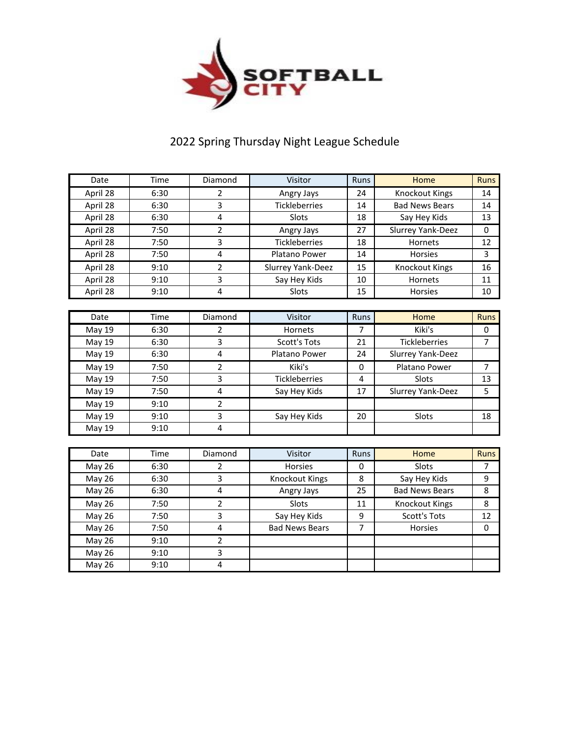# SOFTBALL CITY

## 2022 Spring Thursday Night League Schedule

| Date | Time | Diamond | Visitor | Runs | Home | Runs |
|---|---|---|---|---|---|---|
| April 28 | 6:30 | 2 | Angry Jays | 24 | Knockout Kings | 14 |
| April 28 | 6:30 | 3 | Tickleberries | 14 | Bad News Bears | 14 |
| April 28 | 6:30 | 4 | Slots | 18 | Say Hey Kids | 13 |
| April 28 | 7:50 | 2 | Angry Jays | 27 | Slurrey Yank-Deez | 0 |
| April 28 | 7:50 | 3 | Tickleberries | 18 | Hornets | 12 |
| April 28 | 7:50 | 4 | Platano Power | 14 | Horsies | 3 |
| April 28 | 9:10 | 2 | Slurrey Yank-Deez | 15 | Knockout Kings | 16 |
| April 28 | 9:10 | 3 | Say Hey Kids | 10 | Hornets | 11 |
| April 28 | 9:10 | 4 | Slots | 15 | Horsies | 10 |

| Date | Time | Diamond | Visitor | Runs | Home | Runs |
|---|---|---|---|---|---|---|
| May 19 | 6:30 | 2 | Hornets | 7 | Kiki's | 0 |
| May 19 | 6:30 | 3 | Scott's Tots | 21 | Tickleberries | 7 |
| May 19 | 6:30 | 4 | Platano Power | 24 | Slurrey Yank-Deez | |
| May 19 | 7:50 | 2 | Kiki's | 0 | Platano Power | 7 |
| May 19 | 7:50 | 3 | Tickleberries | 4 | Slots | 13 |
| May 19 | 7:50 | 4 | Say Hey Kids | 17 | Slurrey Yank-Deez | 5 |
| May 19 | 9:10 | 2 | | | | |
| May 19 | 9:10 | 3 | Say Hey Kids | 20 | Slots | 18 |
| May 19 | 9:10 | 4 | | | | |

| Date | Time | Diamond | Visitor | Runs | Home | Runs |
|---|---|---|---|---|---|---|
| May 26 | 6:30 | 2 | Horsies | 0 | Slots | 7 |
| May 26 | 6:30 | 3 | Knockout Kings | 8 | Say Hey Kids | 9 |
| May 26 | 6:30 | 4 | Angry Jays | 25 | Bad News Bears | 8 |
| May 26 | 7:50 | 2 | Slots | 11 | Knockout Kings | 8 |
| May 26 | 7:50 | 3 | Say Hey Kids | 9 | Scott's Tots | 12 |
| May 26 | 7:50 | 4 | Bad News Bears | 7 | Horsies | 0 |
| May 26 | 9:10 | 2 | | | | |
| May 26 | 9:10 | 3 | | | | |
| May 26 | 9:10 | 4 | | | | |